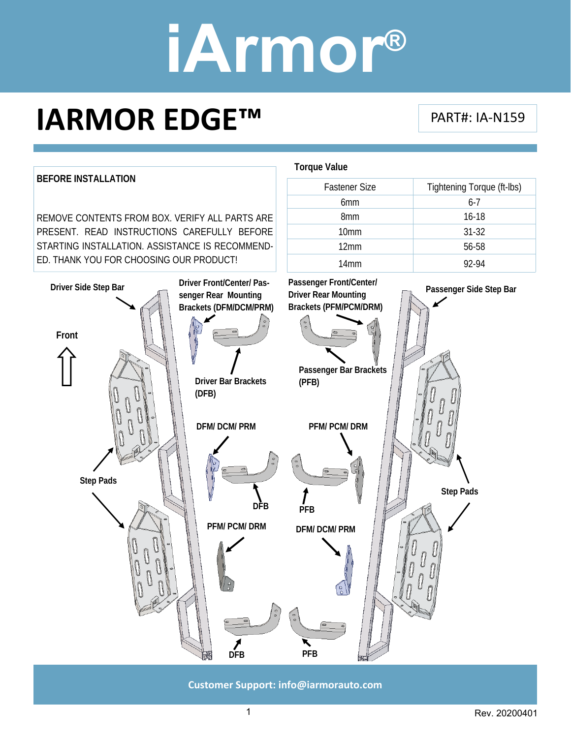# iArmor®

# IARMOR EDGE™

PART#: IA-N159

**BEFORE INSTALLATION**

REMOVE CONTENTS FROM BOX. VERIFY ALL PARTS ARE PRESENT. READ INSTRUCTIONS CAREFULLY BEFORE STARTING INSTALLATION. ASSISTANCE IS RECOMMENDED. THANK YOU FOR CHOOSING OUR PRODUCT!

**Torque Value**

| Fastener Size | Tightening Torque (ft-lbs) |
|---|---|
| 6mm | 6-7 |
| 8mm | 16-18 |
| 10mm | 31-32 |
| 12mm | 56-58 |
| 14mm | 92-94 |

**Driver Side Step Bar**

**Front**

**Driver Front/Center/ Passenger Rear Mounting Brackets (DFM/DCM/PRM)**

**Driver Bar Brackets (DFB)**

**Passenger Front/Center/ Driver Rear Mounting Brackets (PFM/PCM/DRM)**

**Passenger Bar Brackets (PFB)**

**Passenger Side Step Bar**

**Step Pads**

**DFM/ DCM/ PRM**

**DFB**

**PFM/ PCM/ DRM**

**PFB**

**PFM/ PCM/ DRM**

**DFB**

**DFM/ DCM/ PRM**

**PFB**

**Step Pads**

**Customer Support: info@iarmorauto.com**

Rev. 20200401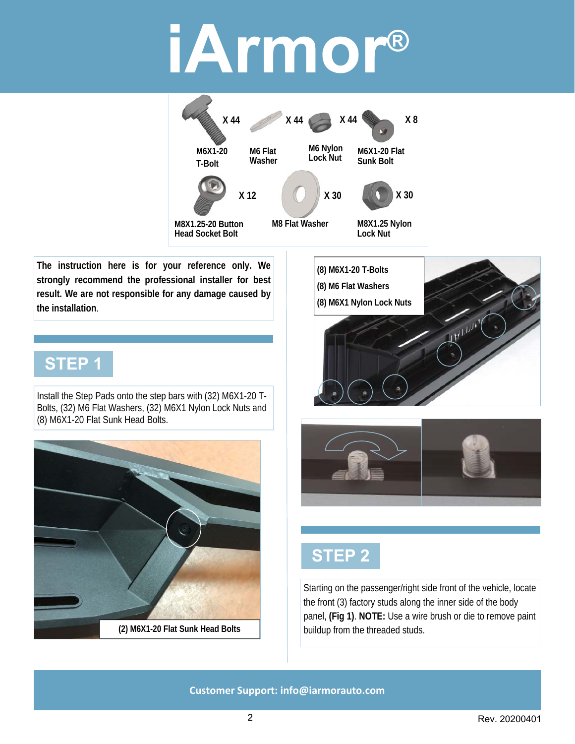# iArmor®

| Part | Quantity |
|---|---|
| M6X1-20 T-Bolt | X 44 |
| M6 Flat Washer | X 44 |
| M6 Nylon Lock Nut | X 44 |
| M6X1-20 Flat Sunk Bolt | X 8 |
| M8X1.25-20 Button Head Socket Bolt | X 12 |
| M8 Flat Washer | X 30 |
| M8X1.25 Nylon Lock Nut | X 30 |

**The instruction here is for your reference only. We strongly recommend the professional installer for best result. We are not responsible for any damage caused by the installation.**

## STEP 1

Install the Step Pads onto the step bars with (32) M6X1-20 T-Bolts, (32) M6 Flat Washers, (32) M6X1 Nylon Lock Nuts and (8) M6X1-20 Flat Sunk Head Bolts.

**(2) M6X1-20 Flat Sunk Head Bolts**

**(8) M6X1-20 T-Bolts**
**(8) M6 Flat Washers**
**(8) M6X1 Nylon Lock Nuts**

## STEP 2

Starting on the passenger/right side front of the vehicle, locate the front (3) factory studs along the inner side of the body panel, **(Fig 1)**. **NOTE:** Use a wire brush or die to remove paint buildup from the threaded studs.

**Customer Support: info@iarmorauto.com**

Rev. 20200401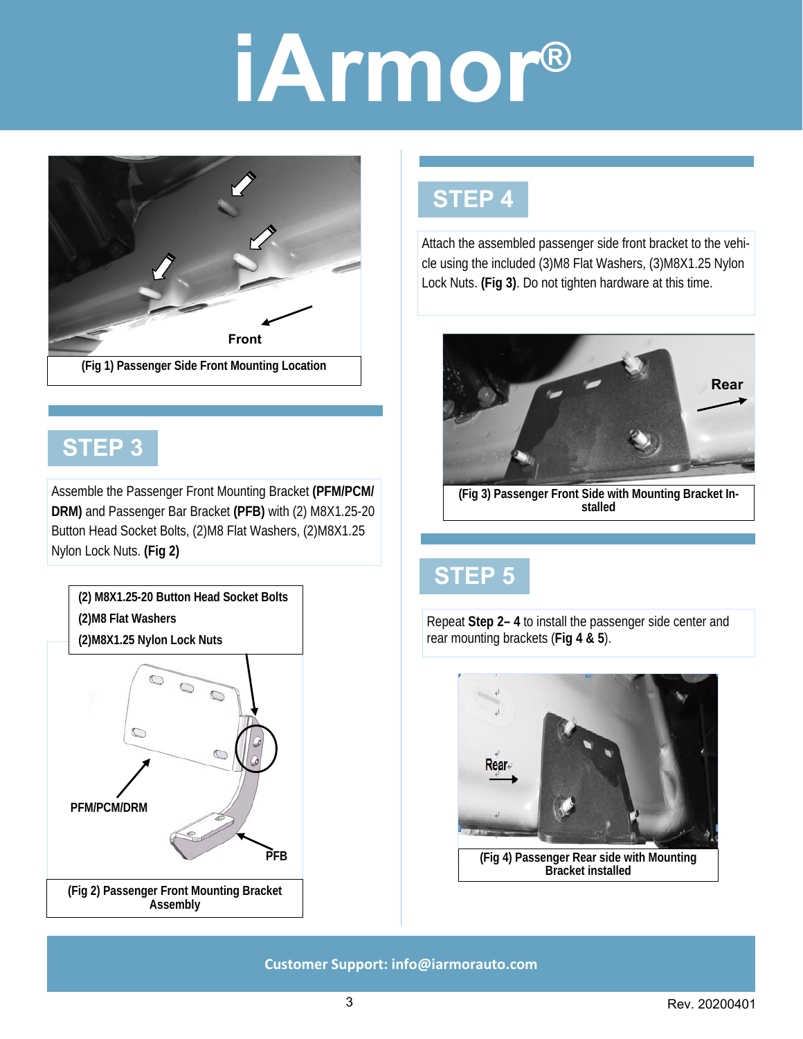Front

(Fig 1) Passenger Side Front Mounting Location

## STEP 3

Assemble the Passenger Front Mounting Bracket **(PFM/PCM/DRM)** and Passenger Bar Bracket **(PFB)** with (2) M8X1.25-20 Button Head Socket Bolts, (2)M8 Flat Washers, (2)M8X1.25 Nylon Lock Nuts. **(Fig 2)**

**(2) M8X1.25-20 Button Head Socket Bolts**
**(2)M8 Flat Washers**
**(2)M8X1.25 Nylon Lock Nuts**

PFM/PCM/DRM

PFB

(Fig 2) Passenger Front Mounting Bracket Assembly

## STEP 4

Attach the assembled passenger side front bracket to the vehicle using the included (3)M8 Flat Washers, (3)M8X1.25 Nylon Lock Nuts. **(Fig 3)**. Do not tighten hardware at this time.

Rear

(Fig 3) Passenger Front Side with Mounting Bracket Installed

## STEP 5

Repeat **Step 2– 4** to install the passenger side center and rear mounting brackets (**Fig 4 & 5**).

Rear

(Fig 4) Passenger Rear side with Mounting Bracket installed

**Customer Support: info@iarmorauto.com**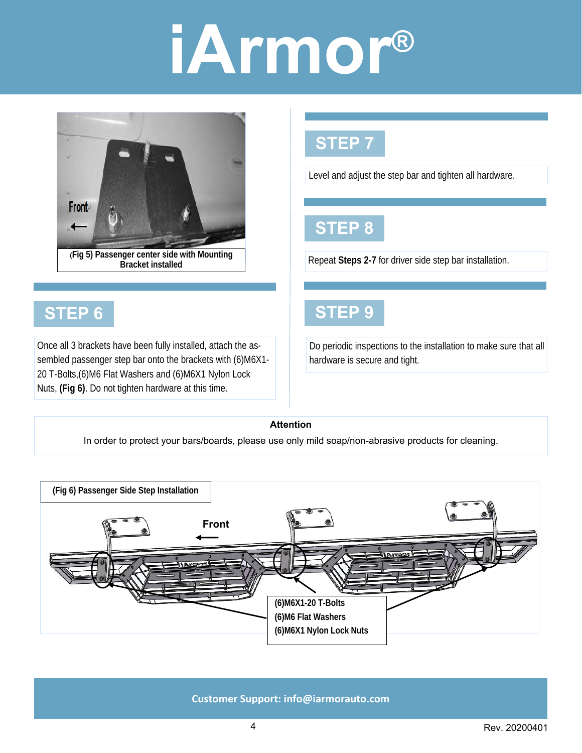# iArmor®

(Fig 5) Passenger center side with Mounting Bracket installed

## STEP 6

Once all 3 brackets have been fully installed, attach the assembled passenger step bar onto the brackets with (6)M6X1-20 T-Bolts,(6)M6 Flat Washers and (6)M6X1 Nylon Lock Nuts, **(Fig 6)**. Do not tighten hardware at this time.

## STEP 7

Level and adjust the step bar and tighten all hardware.

## STEP 8

Repeat **Steps 2-7** for driver side step bar installation.

## STEP 9

Do periodic inspections to the installation to make sure that all hardware is secure and tight.

**Attention**

In order to protect your bars/boards, please use only mild soap/non-abrasive products for cleaning.

**(Fig 6) Passenger Side Step Installation**

Front

(6)M6X1-20 T-Bolts
(6)M6 Flat Washers
(6)M6X1 Nylon Lock Nuts

**Customer Support: info@iarmorauto.com**

Rev. 20200401